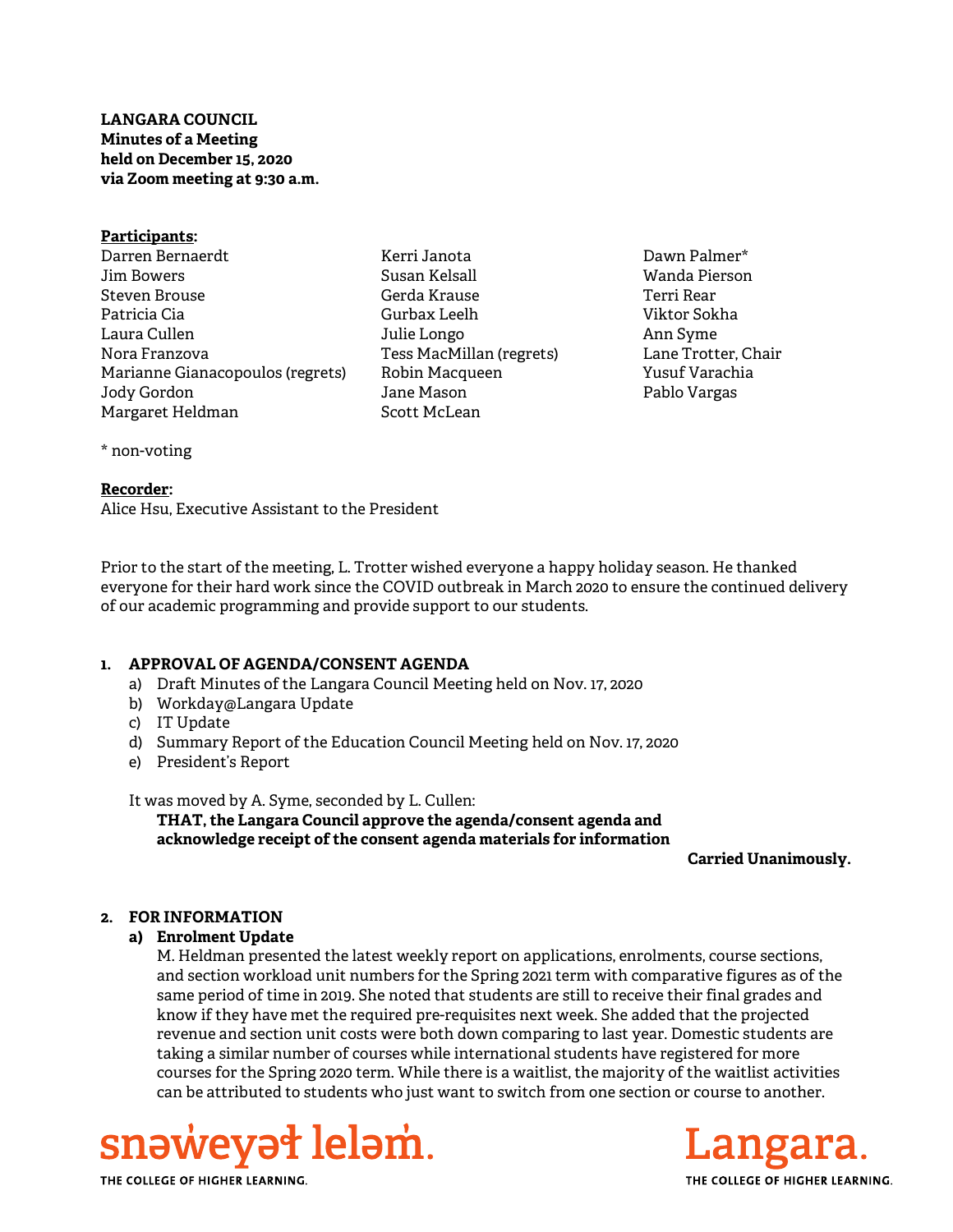**LANGARA COUNCIL**
**Minutes of a Meeting**
**held on December 15, 2020**
**via Zoom meeting at 9:30 a.m.**

**Participants:**

Darren Bernaerdt
Jim Bowers
Steven Brouse
Patricia Cia
Laura Cullen
Nora Franzova
Marianne Gianacopoulos (regrets)
Jody Gordon
Margaret Heldman
Kerri Janota
Susan Kelsall
Gerda Krause
Gurbax Leelh
Julie Longo
Tess MacMillan (regrets)
Robin Macqueen
Jane Mason
Scott McLean
Dawn Palmer*
Wanda Pierson
Terri Rear
Viktor Sokha
Ann Syme
Lane Trotter, Chair
Yusuf Varachia
Pablo Vargas

\* non-voting

**Recorder:**
Alice Hsu, Executive Assistant to the President

Prior to the start of the meeting, L. Trotter wished everyone a happy holiday season. He thanked everyone for their hard work since the COVID outbreak in March 2020 to ensure the continued delivery of our academic programming and provide support to our students.

**1. APPROVAL OF AGENDA/CONSENT AGENDA**

a) Draft Minutes of the Langara Council Meeting held on Nov. 17, 2020
b) Workday@Langara Update
c) IT Update
d) Summary Report of the Education Council Meeting held on Nov. 17, 2020
e) President's Report

It was moved by A. Syme, seconded by L. Cullen:

**THAT, the Langara Council approve the agenda/consent agenda and acknowledge receipt of the consent agenda materials for information**

**Carried Unanimously.**

**2. FOR INFORMATION**

**a) Enrolment Update**

M. Heldman presented the latest weekly report on applications, enrolments, course sections, and section workload unit numbers for the Spring 2021 term with comparative figures as of the same period of time in 2019. She noted that students are still to receive their final grades and know if they have met the required pre-requisites next week. She added that the projected revenue and section unit costs were both down comparing to last year. Domestic students are taking a similar number of courses while international students have registered for more courses for the Spring 2020 term. While there is a waitlist, the majority of the waitlist activities can be attributed to students who just want to switch from one section or course to another.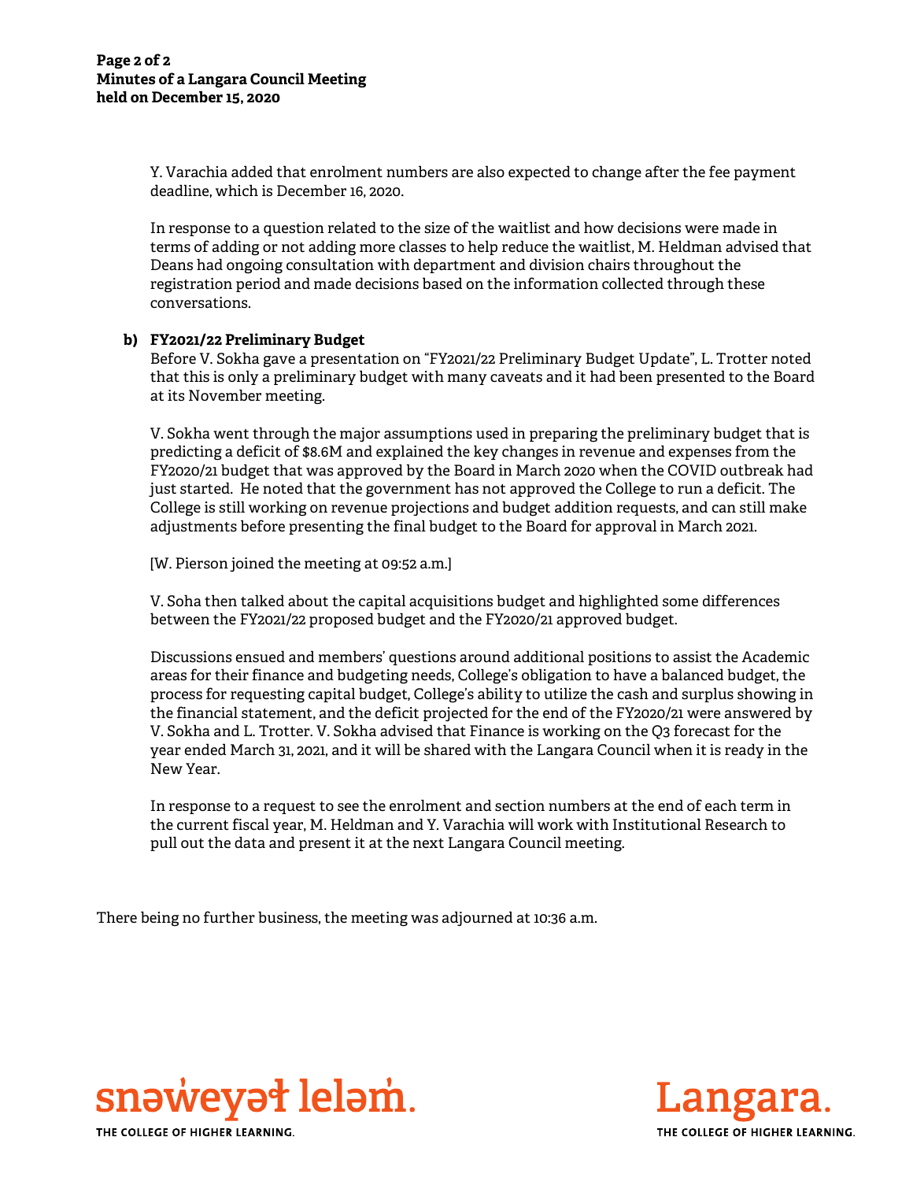Y. Varachia added that enrolment numbers are also expected to change after the fee payment deadline, which is December 16, 2020.

In response to a question related to the size of the waitlist and how decisions were made in terms of adding or not adding more classes to help reduce the waitlist, M. Heldman advised that Deans had ongoing consultation with department and division chairs throughout the registration period and made decisions based on the information collected through these conversations.

**b) FY2021/22 Preliminary Budget**

Before V. Sokha gave a presentation on "FY2021/22 Preliminary Budget Update", L. Trotter noted that this is only a preliminary budget with many caveats and it had been presented to the Board at its November meeting.

V. Sokha went through the major assumptions used in preparing the preliminary budget that is predicting a deficit of $8.6M and explained the key changes in revenue and expenses from the FY2020/21 budget that was approved by the Board in March 2020 when the COVID outbreak had just started. He noted that the government has not approved the College to run a deficit. The College is still working on revenue projections and budget addition requests, and can still make adjustments before presenting the final budget to the Board for approval in March 2021.

[W. Pierson joined the meeting at 09:52 a.m.]

V. Soha then talked about the capital acquisitions budget and highlighted some differences between the FY2021/22 proposed budget and the FY2020/21 approved budget.

Discussions ensued and members' questions around additional positions to assist the Academic areas for their finance and budgeting needs, College's obligation to have a balanced budget, the process for requesting capital budget, College's ability to utilize the cash and surplus showing in the financial statement, and the deficit projected for the end of the FY2020/21 were answered by V. Sokha and L. Trotter. V. Sokha advised that Finance is working on the Q3 forecast for the year ended March 31, 2021, and it will be shared with the Langara Council when it is ready in the New Year.

In response to a request to see the enrolment and section numbers at the end of each term in the current fiscal year, M. Heldman and Y. Varachia will work with Institutional Research to pull out the data and present it at the next Langara Council meeting.

There being no further business, the meeting was adjourned at 10:36 a.m.

snəw̓eyəɬ leləm̓.
THE COLLEGE OF HIGHER LEARNING.

Langara.
THE COLLEGE OF HIGHER LEARNING.